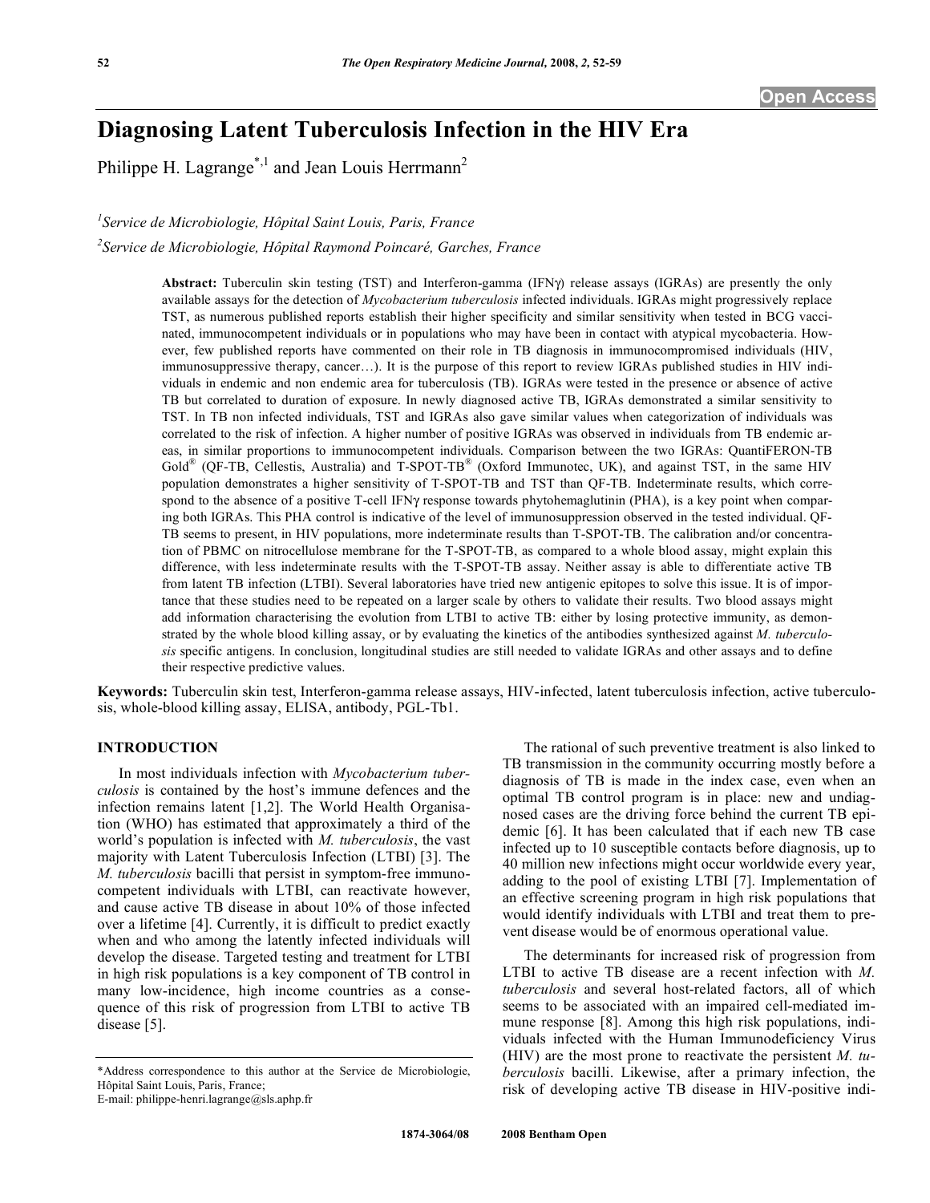Open Access

# Diagnosing Latent Tuberculosis Infection in the HIV Era

Philippe H. Lagrange[*,1] and Jean Louis Herrmann[2]

[1]Service de Microbiologie, Hôpital Saint Louis, Paris, France

[2]Service de Microbiologie, Hôpital Raymond Poincaré, Garches, France

**Abstract:** Tuberculin skin testing (TST) and Interferon-gamma (IFNγ) release assays (IGRAs) are presently the only available assays for the detection of *Mycobacterium tuberculosis* infected individuals. IGRAs might progressively replace TST, as numerous published reports establish their higher specificity and similar sensitivity when tested in BCG vaccinated, immunocompetent individuals or in populations who may have been in contact with atypical mycobacteria. However, few published reports have commented on their role in TB diagnosis in immunocompromised individuals (HIV, immunosuppressive therapy, cancer…). It is the purpose of this report to review IGRAs published studies in HIV individuals in endemic and non endemic area for tuberculosis (TB). IGRAs were tested in the presence or absence of active TB but correlated to duration of exposure. In newly diagnosed active TB, IGRAs demonstrated a similar sensitivity to TST. In TB non infected individuals, TST and IGRAs also gave similar values when categorization of individuals was correlated to the risk of infection. A higher number of positive IGRAs was observed in individuals from TB endemic areas, in similar proportions to immunocompetent individuals. Comparison between the two IGRAs: QuantiFERON-TB Gold® (QF-TB, Cellestis, Australia) and T-SPOT-TB® (Oxford Immunotec, UK), and against TST, in the same HIV population demonstrates a higher sensitivity of T-SPOT-TB and TST than QF-TB. Indeterminate results, which correspond to the absence of a positive T-cell IFNγ response towards phytohemaglutinin (PHA), is a key point when comparing both IGRAs. This PHA control is indicative of the level of immunosuppression observed in the tested individual. QF-TB seems to present, in HIV populations, more indeterminate results than T-SPOT-TB. The calibration and/or concentration of PBMC on nitrocellulose membrane for the T-SPOT-TB, as compared to a whole blood assay, might explain this difference, with less indeterminate results with the T-SPOT-TB assay. Neither assay is able to differentiate active TB from latent TB infection (LTBI). Several laboratories have tried new antigenic epitopes to solve this issue. It is of importance that these studies need to be repeated on a larger scale by others to validate their results. Two blood assays might add information characterising the evolution from LTBI to active TB: either by losing protective immunity, as demonstrated by the whole blood killing assay, or by evaluating the kinetics of the antibodies synthesized against *M. tuberculosis* specific antigens. In conclusion, longitudinal studies are still needed to validate IGRAs and other assays and to define their respective predictive values.

**Keywords:** Tuberculin skin test, Interferon-gamma release assays, HIV-infected, latent tuberculosis infection, active tuberculosis, whole-blood killing assay, ELISA, antibody, PGL-Tb1.

## INTRODUCTION

In most individuals infection with *Mycobacterium tuberculosis* is contained by the host's immune defences and the infection remains latent [1,2]. The World Health Organisation (WHO) has estimated that approximately a third of the world's population is infected with *M. tuberculosis*, the vast majority with Latent Tuberculosis Infection (LTBI) [3]. The *M. tuberculosis* bacilli that persist in symptom-free immunocompetent individuals with LTBI, can reactivate however, and cause active TB disease in about 10% of those infected over a lifetime [4]. Currently, it is difficult to predict exactly when and who among the latently infected individuals will develop the disease. Targeted testing and treatment for LTBI in high risk populations is a key component of TB control in many low-incidence, high income countries as a consequence of this risk of progression from LTBI to active TB disease [5].

The rational of such preventive treatment is also linked to TB transmission in the community occurring mostly before a diagnosis of TB is made in the index case, even when an optimal TB control program is in place: new and undiagnosed cases are the driving force behind the current TB epidemic [6]. It has been calculated that if each new TB case infected up to 10 susceptible contacts before diagnosis, up to 40 million new infections might occur worldwide every year, adding to the pool of existing LTBI [7]. Implementation of an effective screening program in high risk populations that would identify individuals with LTBI and treat them to prevent disease would be of enormous operational value.

The determinants for increased risk of progression from LTBI to active TB disease are a recent infection with *M. tuberculosis* and several host-related factors, all of which seems to be associated with an impaired cell-mediated immune response [8]. Among this high risk populations, individuals infected with the Human Immunodeficiency Virus (HIV) are the most prone to reactivate the persistent *M. tuberculosis* bacilli. Likewise, after a primary infection, the risk of developing active TB disease in HIV-positive indi-

*Address correspondence to this author at the Service de Microbiologie, Hôpital Saint Louis, Paris, France;
E-mail: philippe-henri.lagrange@sls.aphp.fr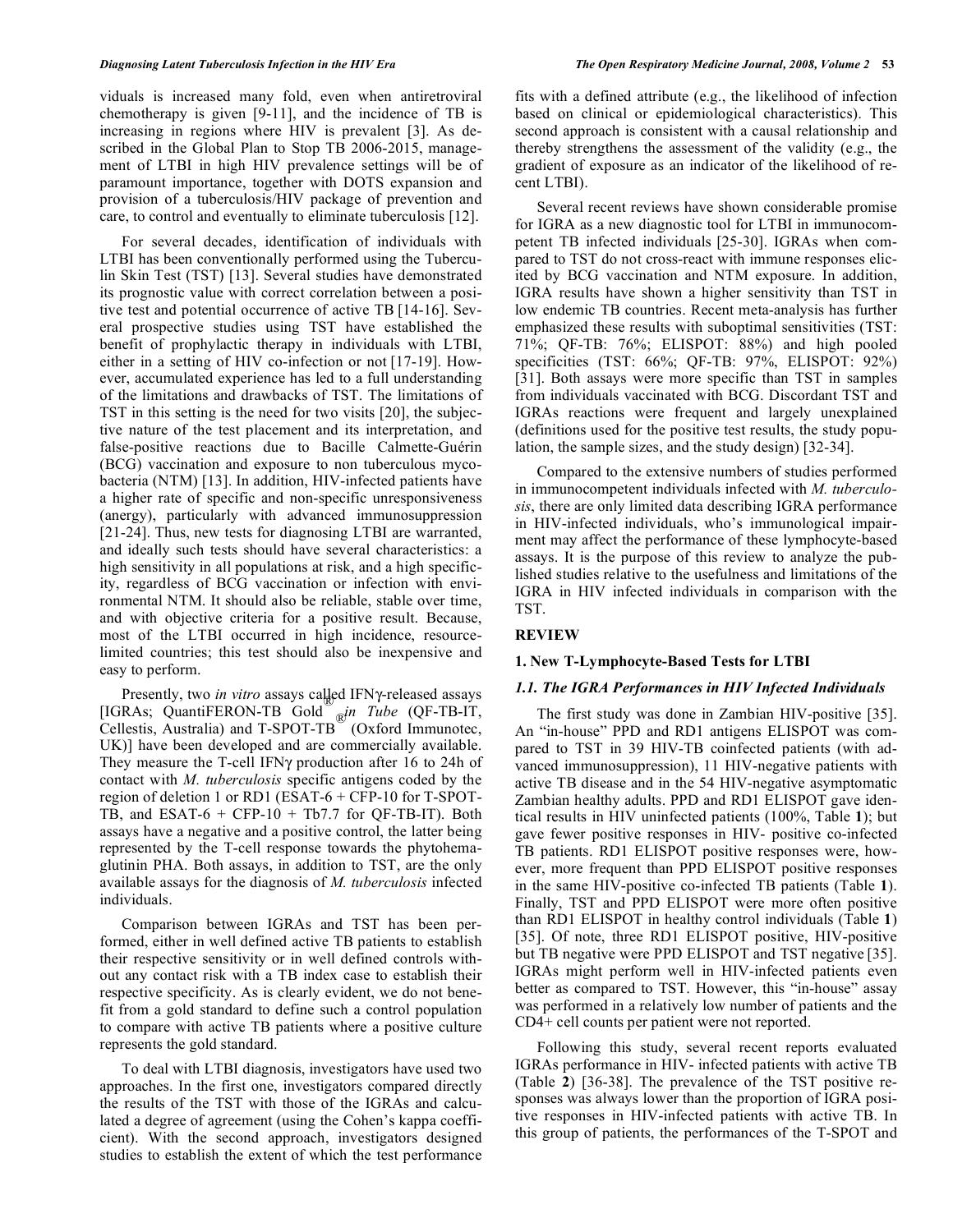viduals is increased many fold, even when antiretroviral chemotherapy is given [9-11], and the incidence of TB is increasing in regions where HIV is prevalent [3]. As described in the Global Plan to Stop TB 2006-2015, management of LTBI in high HIV prevalence settings will be of paramount importance, together with DOTS expansion and provision of a tuberculosis/HIV package of prevention and care, to control and eventually to eliminate tuberculosis [12].

For several decades, identification of individuals with LTBI has been conventionally performed using the Tuberculin Skin Test (TST) [13]. Several studies have demonstrated its prognostic value with correct correlation between a positive test and potential occurrence of active TB [14-16]. Several prospective studies using TST have established the benefit of prophylactic therapy in individuals with LTBI, either in a setting of HIV co-infection or not [17-19]. However, accumulated experience has led to a full understanding of the limitations and drawbacks of TST. The limitations of TST in this setting is the need for two visits [20], the subjective nature of the test placement and its interpretation, and false-positive reactions due to Bacille Calmette-Guérin (BCG) vaccination and exposure to non tuberculous mycobacteria (NTM) [13]. In addition, HIV-infected patients have a higher rate of specific and non-specific unresponsiveness (anergy), particularly with advanced immunosuppression [21-24]. Thus, new tests for diagnosing LTBI are warranted, and ideally such tests should have several characteristics: a high sensitivity in all populations at risk, and a high specificity, regardless of BCG vaccination or infection with environmental NTM. It should also be reliable, stable over time, and with objective criteria for a positive result. Because, most of the LTBI occurred in high incidence, resource-limited countries; this test should also be inexpensive and easy to perform.

Presently, two *in vitro* assays called IFNγ-released assays [IGRAs; QuantiFERON-TB Gold® *in Tube* (QF-TB-IT, Cellestis, Australia) and T-SPOT-TB® (Oxford Immunotec, UK)] have been developed and are commercially available. They measure the T-cell IFNγ production after 16 to 24h of contact with *M. tuberculosis* specific antigens coded by the region of deletion 1 or RD1 (ESAT-6 + CFP-10 for T-SPOT-TB, and ESAT-6 + CFP-10 + Tb7.7 for QF-TB-IT). Both assays have a negative and a positive control, the latter being represented by the T-cell response towards the phytohemaglutinin PHA. Both assays, in addition to TST, are the only available assays for the diagnosis of *M. tuberculosis* infected individuals.

Comparison between IGRAs and TST has been performed, either in well defined active TB patients to establish their respective sensitivity or in well defined controls without any contact risk with a TB index case to establish their respective specificity. As is clearly evident, we do not benefit from a gold standard to define such a control population to compare with active TB patients where a positive culture represents the gold standard.

To deal with LTBI diagnosis, investigators have used two approaches. In the first one, investigators compared directly the results of the TST with those of the IGRAs and calculated a degree of agreement (using the Cohen's kappa coefficient). With the second approach, investigators designed studies to establish the extent of which the test performance fits with a defined attribute (e.g., the likelihood of infection based on clinical or epidemiological characteristics). This second approach is consistent with a causal relationship and thereby strengthens the assessment of the validity (e.g., the gradient of exposure as an indicator of the likelihood of recent LTBI).

Several recent reviews have shown considerable promise for IGRA as a new diagnostic tool for LTBI in immunocompetent TB infected individuals [25-30]. IGRAs when compared to TST do not cross-react with immune responses elicited by BCG vaccination and NTM exposure. In addition, IGRA results have shown a higher sensitivity than TST in low endemic TB countries. Recent meta-analysis has further emphasized these results with suboptimal sensitivities (TST: 71%; QF-TB: 76%; ELISPOT: 88%) and high pooled specificities (TST: 66%; QF-TB: 97%, ELISPOT: 92%) [31]. Both assays were more specific than TST in samples from individuals vaccinated with BCG. Discordant TST and IGRAs reactions were frequent and largely unexplained (definitions used for the positive test results, the study population, the sample sizes, and the study design) [32-34].

Compared to the extensive numbers of studies performed in immunocompetent individuals infected with *M. tuberculosis*, there are only limited data describing IGRA performance in HIV-infected individuals, who's immunological impairment may affect the performance of these lymphocyte-based assays. It is the purpose of this review to analyze the published studies relative to the usefulness and limitations of the IGRA in HIV infected individuals in comparison with the TST.

## REVIEW

### 1. New T-Lymphocyte-Based Tests for LTBI

#### *1.1. The IGRA Performances in HIV Infected Individuals*

The first study was done in Zambian HIV-positive [35]. An "in-house" PPD and RD1 antigens ELISPOT was compared to TST in 39 HIV-TB coinfected patients (with advanced immunosuppression), 11 HIV-negative patients with active TB disease and in the 54 HIV-negative asymptomatic Zambian healthy adults. PPD and RD1 ELISPOT gave identical results in HIV uninfected patients (100%, Table **1**); but gave fewer positive responses in HIV- positive co-infected TB patients. RD1 ELISPOT positive responses were, however, more frequent than PPD ELISPOT positive responses in the same HIV-positive co-infected TB patients (Table **1**). Finally, TST and PPD ELISPOT were more often positive than RD1 ELISPOT in healthy control individuals (Table **1**) [35]. Of note, three RD1 ELISPOT positive, HIV-positive but TB negative were PPD ELISPOT and TST negative [35]. IGRAs might perform well in HIV-infected patients even better as compared to TST. However, this "in-house" assay was performed in a relatively low number of patients and the CD4+ cell counts per patient were not reported.

Following this study, several recent reports evaluated IGRAs performance in HIV- infected patients with active TB (Table **2**) [36-38]. The prevalence of the TST positive responses was always lower than the proportion of IGRA positive responses in HIV-infected patients with active TB. In this group of patients, the performances of the T-SPOT and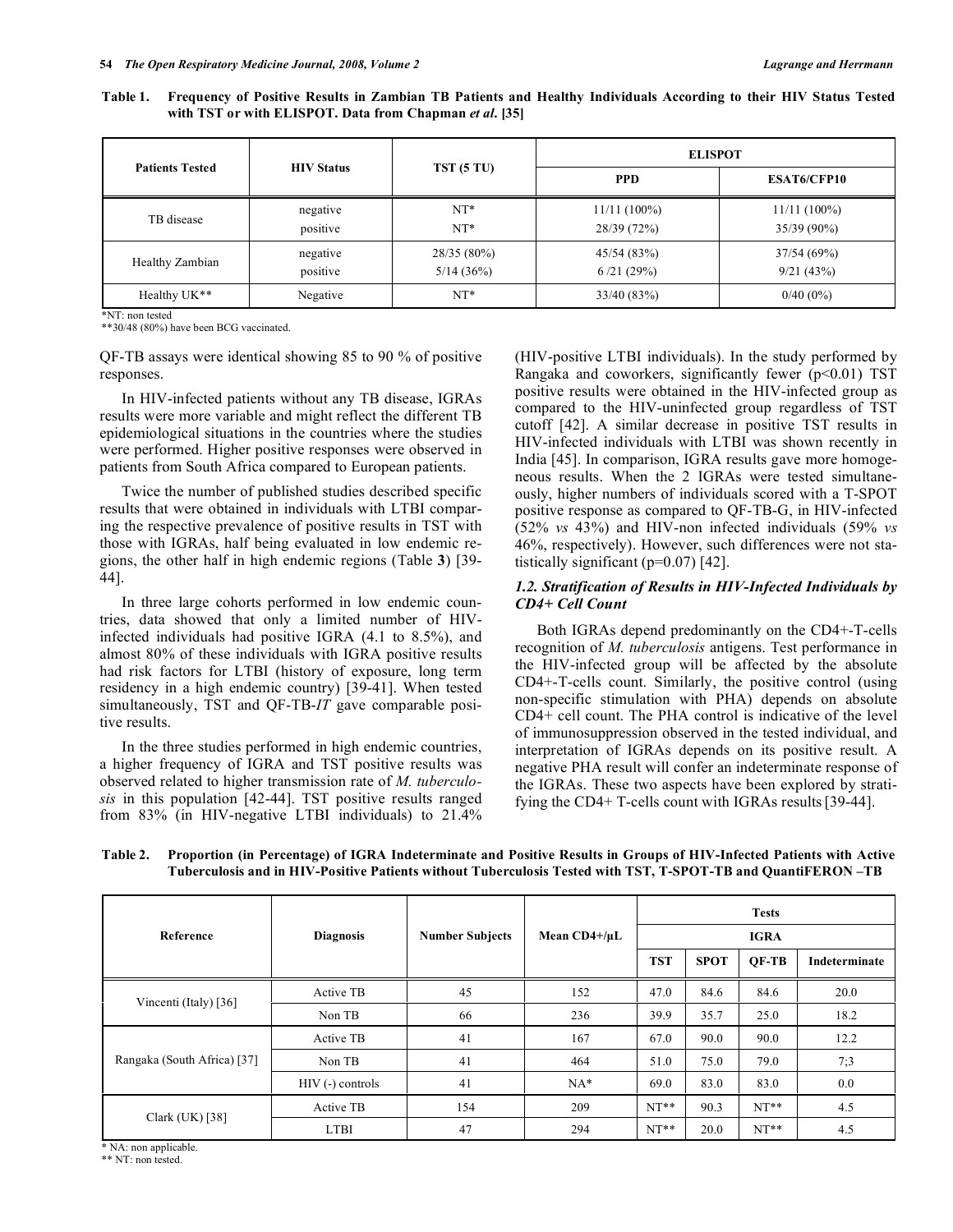**Table 1. Frequency of Positive Results in Zambian TB Patients and Healthy Individuals According to their HIV Status Tested with TST or with ELISPOT. Data from Chapman *et al*. [35]**

| Patients Tested | HIV Status | TST (5 TU) | ELISPOT | |
|---|---|---|---|---|
| | | | PPD | ESAT6/CFP10 |
| TB disease | negative | NT* | 11/11 (100%) | 11/11 (100%) |
| | positive | NT* | 28/39 (72%) | 35/39 (90%) |
| Healthy Zambian | negative | 28/35 (80%) | 45/54 (83%) | 37/54 (69%) |
| | positive | 5/14 (36%) | 6 /21 (29%) | 9/21 (43%) |
| Healthy UK** | Negative | NT* | 33/40 (83%) | 0/40 (0%) |

*NT: non tested
**30/48 (80%) have been BCG vaccinated.

QF-TB assays were identical showing 85 to 90 % of positive responses.

In HIV-infected patients without any TB disease, IGRAs results were more variable and might reflect the different TB epidemiological situations in the countries where the studies were performed. Higher positive responses were observed in patients from South Africa compared to European patients.

Twice the number of published studies described specific results that were obtained in individuals with LTBI comparing the respective prevalence of positive results in TST with those with IGRAs, half being evaluated in low endemic regions, the other half in high endemic regions (Table **3**) [39-44].

In three large cohorts performed in low endemic countries, data showed that only a limited number of HIV-infected individuals had positive IGRA (4.1 to 8.5%), and almost 80% of these individuals with IGRA positive results had risk factors for LTBI (history of exposure, long term residency in a high endemic country) [39-41]. When tested simultaneously, TST and QF-TB-*IT* gave comparable positive results.

In the three studies performed in high endemic countries, a higher frequency of IGRA and TST positive results was observed related to higher transmission rate of *M. tuberculosis* in this population [42-44]. TST positive results ranged from 83% (in HIV-negative LTBI individuals) to 21.4% (HIV-positive LTBI individuals). In the study performed by Rangaka and coworkers, significantly fewer ($p<0.01$) TST positive results were obtained in the HIV-infected group as compared to the HIV-uninfected group regardless of TST cutoff [42]. A similar decrease in positive TST results in HIV-infected individuals with LTBI was shown recently in India [45]. In comparison, IGRA results gave more homogeneous results. When the 2 IGRAs were tested simultaneously, higher numbers of individuals scored with a T-SPOT positive response as compared to QF-TB-G, in HIV-infected (52% *vs* 43%) and HIV-non infected individuals (59% *vs* 46%, respectively). However, such differences were not statistically significant ($p=0.07$) [42].

### *1.2. Stratification of Results in HIV-Infected Individuals by CD4+ Cell Count*

Both IGRAs depend predominantly on the CD4+-T-cells recognition of *M. tuberculosis* antigens. Test performance in the HIV-infected group will be affected by the absolute CD4+-T-cells count. Similarly, the positive control (using non-specific stimulation with PHA) depends on absolute CD4+ cell count. The PHA control is indicative of the level of immunosuppression observed in the tested individual, and interpretation of IGRAs depends on its positive result. A negative PHA result will confer an indeterminate response of the IGRAs. These two aspects have been explored by stratifying the CD4+ T-cells count with IGRAs results [39-44].

**Table 2. Proportion (in Percentage) of IGRA Indeterminate and Positive Results in Groups of HIV-Infected Patients with Active Tuberculosis and in HIV-Positive Patients without Tuberculosis Tested with TST, T-SPOT-TB and QuantiFERON –TB**

| Reference | Diagnosis | Number Subjects | Mean CD4+/µL | Tests | | | |
|---|---|---|---|---|---|---|---|
| | | | | | IGRA | | |
| | | | | TST | SPOT | QF-TB | Indeterminate |
| Vincenti (Italy) [36] | Active TB | 45 | 152 | 47.0 | 84.6 | 84.6 | 20.0 |
| | Non TB | 66 | 236 | 39.9 | 35.7 | 25.0 | 18.2 |
| Rangaka (South Africa) [37] | Active TB | 41 | 167 | 67.0 | 90.0 | 90.0 | 12.2 |
| | Non TB | 41 | 464 | 51.0 | 75.0 | 79.0 | 7;3 |
| | HIV (-) controls | 41 | NA* | 69.0 | 83.0 | 83.0 | 0.0 |
| Clark (UK) [38] | Active TB | 154 | 209 | NT** | 90.3 | NT** | 4.5 |
| | LTBI | 47 | 294 | NT** | 20.0 | NT** | 4.5 |

\* NA: non applicable.
** NT: non tested.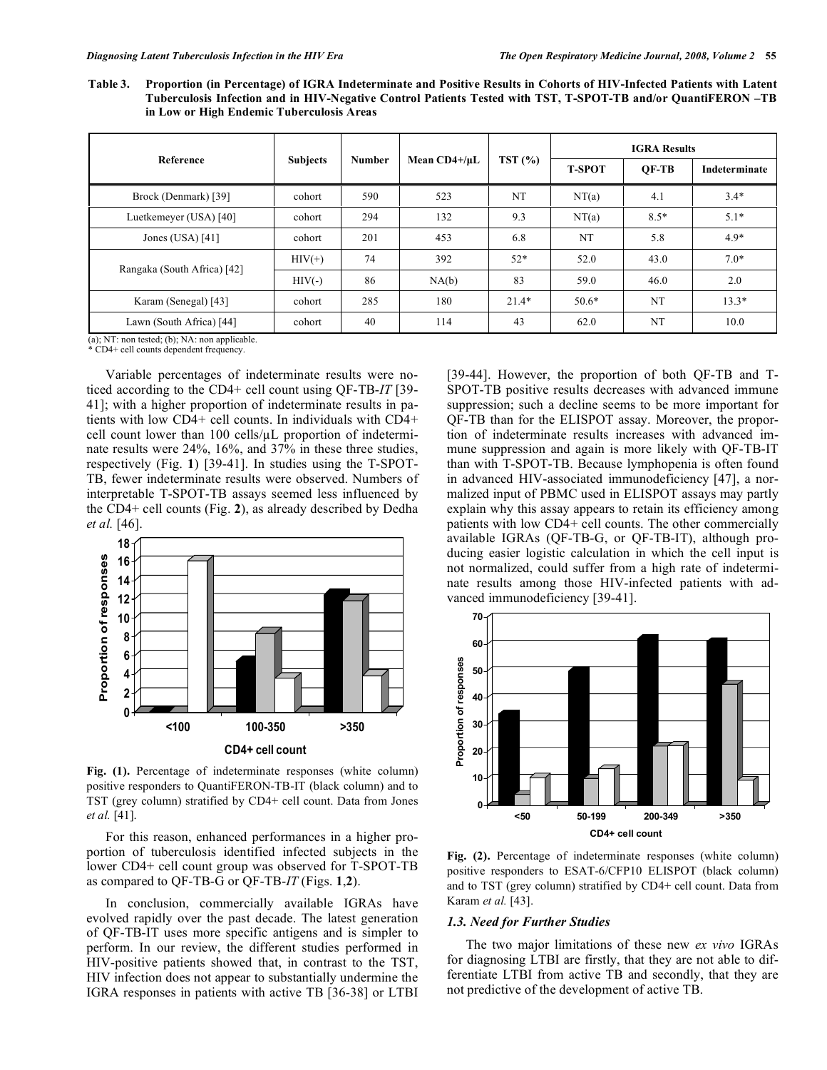**Table 3. Proportion (in Percentage) of IGRA Indeterminate and Positive Results in Cohorts of HIV-Infected Patients with Latent Tuberculosis Infection and in HIV-Negative Control Patients Tested with TST, T-SPOT-TB and/or QuantiFERON –TB in Low or High Endemic Tuberculosis Areas**

| Reference | Subjects | Number | Mean CD4+/µL | TST (%) | IGRA Results | | |
|---|---|---|---|---|---|---|---|
| | | | | | T-SPOT | QF-TB | Indeterminate |
| Brock (Denmark) [39] | cohort | 590 | 523 | NT | NT(a) | 4.1 | 3.4* |
| Luetkemeyer (USA) [40] | cohort | 294 | 132 | 9.3 | NT(a) | 8.5* | 5.1* |
| Jones (USA) [41] | cohort | 201 | 453 | 6.8 | NT | 5.8 | 4.9* |
| Rangaka (South Africa) [42] | HIV(+) | 74 | 392 | 52* | 52.0 | 43.0 | 7.0* |
| | HIV(-) | 86 | NA(b) | 83 | 59.0 | 46.0 | 2.0 |
| Karam (Senegal) [43] | cohort | 285 | 180 | 21.4* | 50.6* | NT | 13.3* |
| Lawn (South Africa) [44] | cohort | 40 | 114 | 43 | 62.0 | NT | 10.0 |

(a); NT: non tested; (b); NA: non applicable.
* CD4+ cell counts dependent frequency.

Variable percentages of indeterminate results were noticed according to the CD4+ cell count using QF-TB-*IT* [39-41]; with a higher proportion of indeterminate results in patients with low CD4+ cell counts. In individuals with CD4+ cell count lower than 100 cells/µL proportion of indeterminate results were 24%, 16%, and 37% in these three studies, respectively (Fig. **1**) [39-41]. In studies using the T-SPOT-TB, fewer indeterminate results were observed. Numbers of interpretable T-SPOT-TB assays seemed less influenced by the CD4+ cell counts (Fig. **2**), as already described by Dedha *et al.* [46].

**Fig. (1).** Percentage of indeterminate responses (white column) positive responders to QuantiFERON-TB-IT (black column) and to TST (grey column) stratified by CD4+ cell count. Data from Jones *et al.* [41].

For this reason, enhanced performances in a higher proportion of tuberculosis identified infected subjects in the lower CD4+ cell count group was observed for T-SPOT-TB as compared to QF-TB-G or QF-TB-*IT* (Figs. **1**,**2**).

In conclusion, commercially available IGRAs have evolved rapidly over the past decade. The latest generation of QF-TB-IT uses more specific antigens and is simpler to perform. In our review, the different studies performed in HIV-positive patients showed that, in contrast to the TST, HIV infection does not appear to substantially undermine the IGRA responses in patients with active TB [36-38] or LTBI [39-44]. However, the proportion of both QF-TB and T-SPOT-TB positive results decreases with advanced immune suppression; such a decline seems to be more important for QF-TB than for the ELISPOT assay. Moreover, the proportion of indeterminate results increases with advanced immune suppression and again is more likely with QF-TB-IT than with T-SPOT-TB. Because lymphopenia is often found in advanced HIV-associated immunodeficiency [47], a normalized input of PBMC used in ELISPOT assays may partly explain why this assay appears to retain its efficiency among patients with low CD4+ cell counts. The other commercially available IGRAs (QF-TB-G, or QF-TB-IT), although producing easier logistic calculation in which the cell input is not normalized, could suffer from a high rate of indeterminate results among those HIV-infected patients with advanced immunodeficiency [39-41].

**Fig. (2).** Percentage of indeterminate responses (white column) positive responders to ESAT-6/CFP10 ELISPOT (black column) and to TST (grey column) stratified by CD4+ cell count. Data from Karam *et al.* [43].

### *1.3. Need for Further Studies*

The two major limitations of these new *ex vivo* IGRAs for diagnosing LTBI are firstly, that they are not able to differentiate LTBI from active TB and secondly, that they are not predictive of the development of active TB.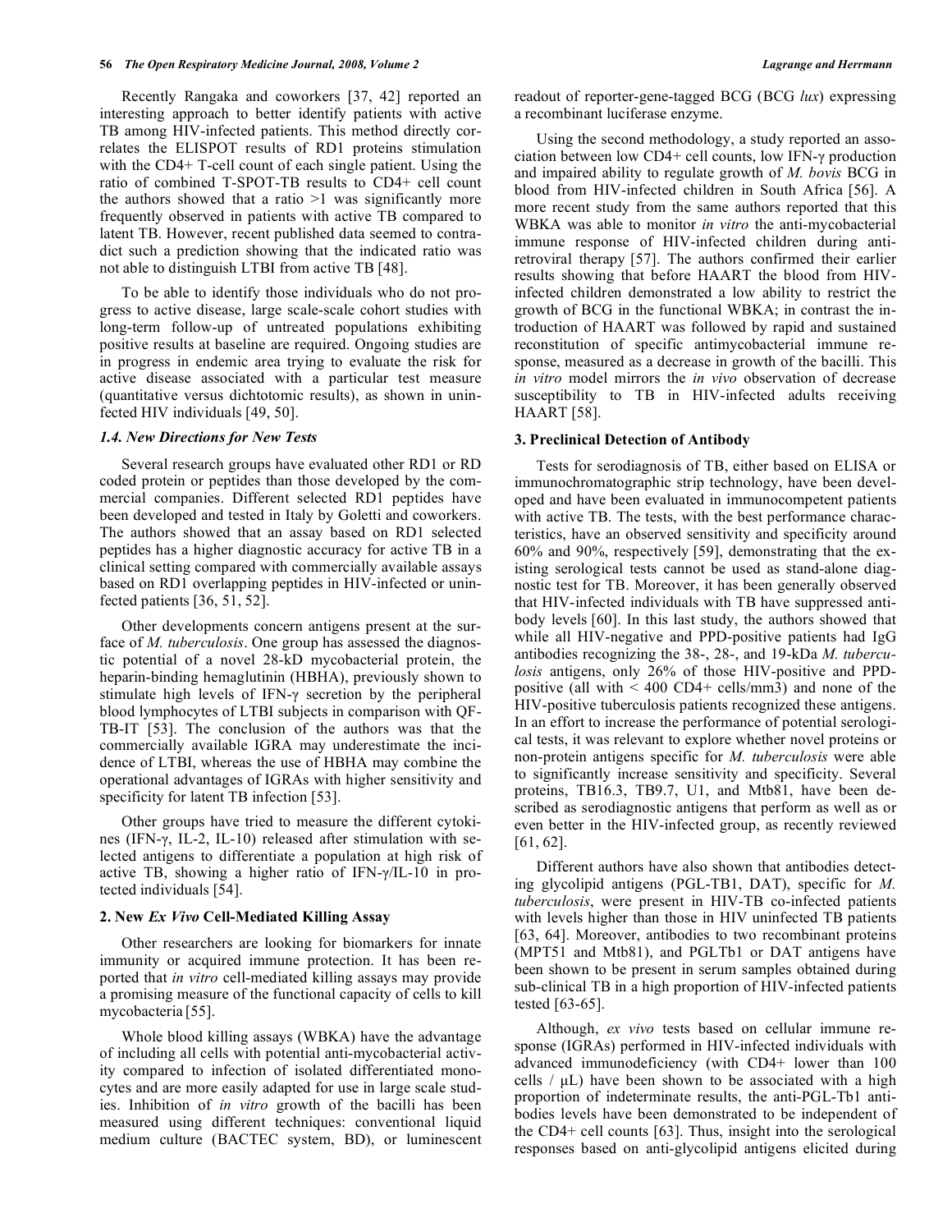Recently Rangaka and coworkers [37, 42] reported an interesting approach to better identify patients with active TB among HIV-infected patients. This method directly correlates the ELISPOT results of RD1 proteins stimulation with the CD4+ T-cell count of each single patient. Using the ratio of combined T-SPOT-TB results to CD4+ cell count the authors showed that a ratio >1 was significantly more frequently observed in patients with active TB compared to latent TB. However, recent published data seemed to contradict such a prediction showing that the indicated ratio was not able to distinguish LTBI from active TB [48].

To be able to identify those individuals who do not progress to active disease, large scale-scale cohort studies with long-term follow-up of untreated populations exhibiting positive results at baseline are required. Ongoing studies are in progress in endemic area trying to evaluate the risk for active disease associated with a particular test measure (quantitative versus dichtotomic results), as shown in uninfected HIV individuals [49, 50].

### *1.4. New Directions for New Tests*

Several research groups have evaluated other RD1 or RD coded protein or peptides than those developed by the commercial companies. Different selected RD1 peptides have been developed and tested in Italy by Goletti and coworkers. The authors showed that an assay based on RD1 selected peptides has a higher diagnostic accuracy for active TB in a clinical setting compared with commercially available assays based on RD1 overlapping peptides in HIV-infected or uninfected patients [36, 51, 52].

Other developments concern antigens present at the surface of *M. tuberculosis*. One group has assessed the diagnostic potential of a novel 28-kD mycobacterial protein, the heparin-binding hemaglutinin (HBHA), previously shown to stimulate high levels of IFN-γ secretion by the peripheral blood lymphocytes of LTBI subjects in comparison with QF-TB-IT [53]. The conclusion of the authors was that the commercially available IGRA may underestimate the incidence of LTBI, whereas the use of HBHA may combine the operational advantages of IGRAs with higher sensitivity and specificity for latent TB infection [53].

Other groups have tried to measure the different cytokines (IFN-γ, IL-2, IL-10) released after stimulation with selected antigens to differentiate a population at high risk of active TB, showing a higher ratio of IFN-γ/IL-10 in protected individuals [54].

## 2. New *Ex Vivo* Cell-Mediated Killing Assay

Other researchers are looking for biomarkers for innate immunity or acquired immune protection. It has been reported that *in vitro* cell-mediated killing assays may provide a promising measure of the functional capacity of cells to kill mycobacteria [55].

Whole blood killing assays (WBKA) have the advantage of including all cells with potential anti-mycobacterial activity compared to infection of isolated differentiated monocytes and are more easily adapted for use in large scale studies. Inhibition of *in vitro* growth of the bacilli has been measured using different techniques: conventional liquid medium culture (BACTEC system, BD), or luminescent readout of reporter-gene-tagged BCG (BCG *lux*) expressing a recombinant luciferase enzyme.

Using the second methodology, a study reported an association between low CD4+ cell counts, low IFN-γ production and impaired ability to regulate growth of *M. bovis* BCG in blood from HIV-infected children in South Africa [56]. A more recent study from the same authors reported that this WBKA was able to monitor *in vitro* the anti-mycobacterial immune response of HIV-infected children during antiretroviral therapy [57]. The authors confirmed their earlier results showing that before HAART the blood from HIV-infected children demonstrated a low ability to restrict the growth of BCG in the functional WBKA; in contrast the introduction of HAART was followed by rapid and sustained reconstitution of specific antimycobacterial immune response, measured as a decrease in growth of the bacilli. This *in vitro* model mirrors the *in vivo* observation of decrease susceptibility to TB in HIV-infected adults receiving HAART [58].

## 3. Preclinical Detection of Antibody

Tests for serodiagnosis of TB, either based on ELISA or immunochromatographic strip technology, have been developed and have been evaluated in immunocompetent patients with active TB. The tests, with the best performance characteristics, have an observed sensitivity and specificity around 60% and 90%, respectively [59], demonstrating that the existing serological tests cannot be used as stand-alone diagnostic test for TB. Moreover, it has been generally observed that HIV-infected individuals with TB have suppressed antibody levels [60]. In this last study, the authors showed that while all HIV-negative and PPD-positive patients had IgG antibodies recognizing the 38-, 28-, and 19-kDa *M. tuberculosis* antigens, only 26% of those HIV-positive and PPD-positive (all with < 400 CD4+ cells/mm3) and none of the HIV-positive tuberculosis patients recognized these antigens. In an effort to increase the performance of potential serological tests, it was relevant to explore whether novel proteins or non-protein antigens specific for *M. tuberculosis* were able to significantly increase sensitivity and specificity. Several proteins, TB16.3, TB9.7, U1, and Mtb81, have been described as serodiagnostic antigens that perform as well as or even better in the HIV-infected group, as recently reviewed [61, 62].

Different authors have also shown that antibodies detecting glycolipid antigens (PGL-TB1, DAT), specific for *M. tuberculosis*, were present in HIV-TB co-infected patients with levels higher than those in HIV uninfected TB patients [63, 64]. Moreover, antibodies to two recombinant proteins (MPT51 and Mtb81), and PGLTb1 or DAT antigens have been shown to be present in serum samples obtained during sub-clinical TB in a high proportion of HIV-infected patients tested [63-65].

Although, *ex vivo* tests based on cellular immune response (IGRAs) performed in HIV-infected individuals with advanced immunodeficiency (with CD4+ lower than 100 cells / µL) have been shown to be associated with a high proportion of indeterminate results, the anti-PGL-Tb1 antibodies levels have been demonstrated to be independent of the CD4+ cell counts [63]. Thus, insight into the serological responses based on anti-glycolipid antigens elicited during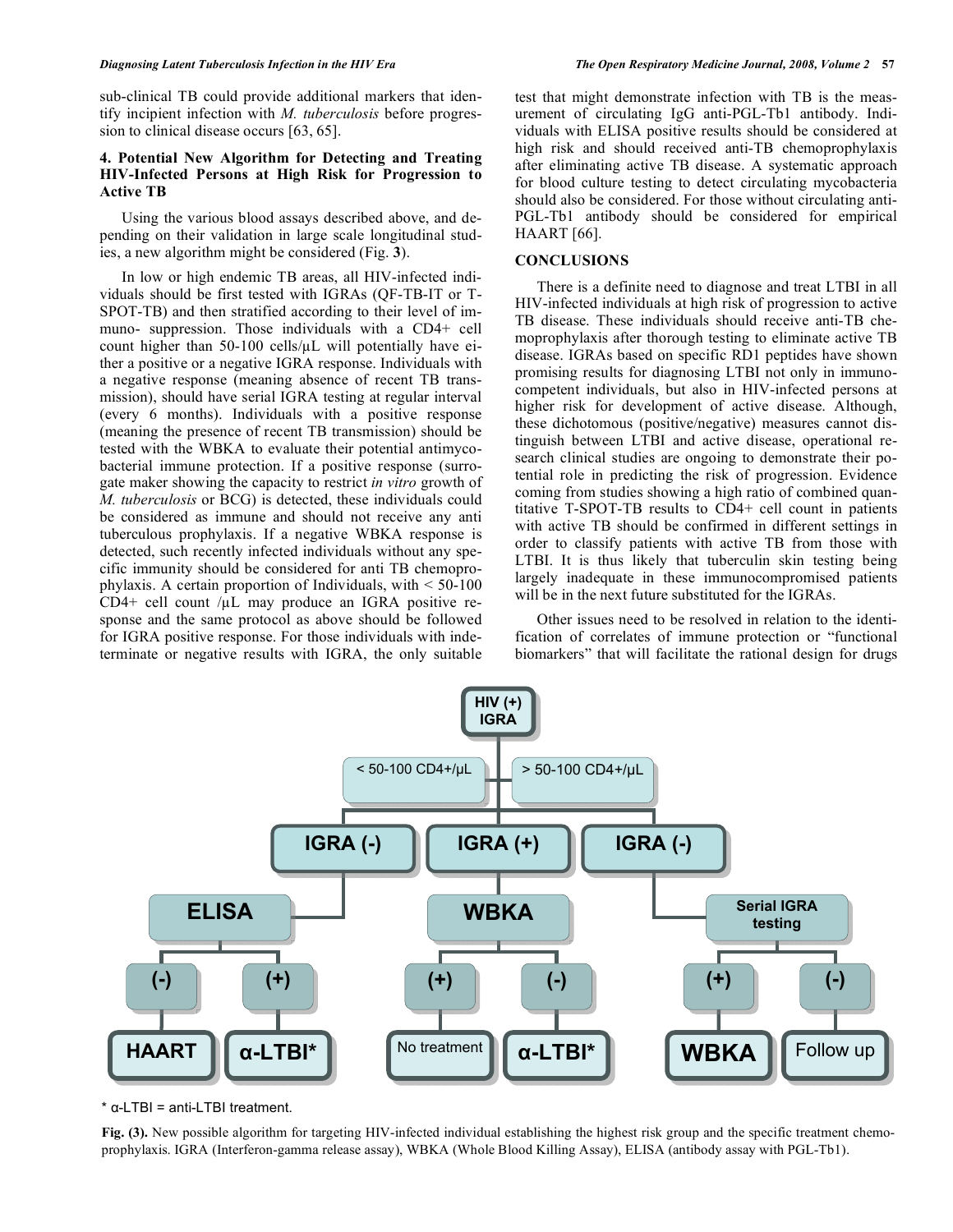sub-clinical TB could provide additional markers that identify incipient infection with *M. tuberculosis* before progression to clinical disease occurs [63, 65].

### 4. Potential New Algorithm for Detecting and Treating HIV-Infected Persons at High Risk for Progression to Active TB

Using the various blood assays described above, and depending on their validation in large scale longitudinal studies, a new algorithm might be considered (Fig. **3**).

In low or high endemic TB areas, all HIV-infected individuals should be first tested with IGRAs (QF-TB-IT or T-SPOT-TB) and then stratified according to their level of immuno- suppression. Those individuals with a CD4+ cell count higher than 50-100 cells/µL will potentially have either a positive or a negative IGRA response. Individuals with a negative response (meaning absence of recent TB transmission), should have serial IGRA testing at regular interval (every 6 months). Individuals with a positive response (meaning the presence of recent TB transmission) should be tested with the WBKA to evaluate their potential antimycobacterial immune protection. If a positive response (surrogate maker showing the capacity to restrict *in vitro* growth of *M. tuberculosis* or BCG) is detected, these individuals could be considered as immune and should not receive any anti tuberculous prophylaxis. If a negative WBKA response is detected, such recently infected individuals without any specific immunity should be considered for anti TB chemoprophylaxis. A certain proportion of Individuals, with < 50-100 CD4+ cell count /µL may produce an IGRA positive response and the same protocol as above should be followed for IGRA positive response. For those individuals with indeterminate or negative results with IGRA, the only suitable test that might demonstrate infection with TB is the measurement of circulating IgG anti-PGL-Tb1 antibody. Individuals with ELISA positive results should be considered at high risk and should received anti-TB chemoprophylaxis after eliminating active TB disease. A systematic approach for blood culture testing to detect circulating mycobacteria should also be considered. For those without circulating anti-PGL-Tb1 antibody should be considered for empirical HAART [66].

## CONCLUSIONS

There is a definite need to diagnose and treat LTBI in all HIV-infected individuals at high risk of progression to active TB disease. These individuals should receive anti-TB chemoprophylaxis after thorough testing to eliminate active TB disease. IGRAs based on specific RD1 peptides have shown promising results for diagnosing LTBI not only in immunocompetent individuals, but also in HIV-infected persons at higher risk for development of active disease. Although, these dichotomous (positive/negative) measures cannot distinguish between LTBI and active disease, operational research clinical studies are ongoing to demonstrate their potential role in predicting the risk of progression. Evidence coming from studies showing a high ratio of combined quantitative T-SPOT-TB results to CD4+ cell count in patients with active TB should be confirmed in different settings in order to classify patients with active TB from those with LTBI. It is thus likely that tuberculin skin testing being largely inadequate in these immunocompromised patients will be in the next future substituted for the IGRAs.

Other issues need to be resolved in relation to the identification of correlates of immune protection or "functional biomarkers" that will facilitate the rational design for drugs

HIV (+) IGRA → < 50-100 CD4+/µL | > 50-100 CD4+/µL
- IGRA (-) → ELISA → (-) → HAART; (+) → α-LTBI*
- IGRA (+) → WBKA → (+) → No treatment; (-) → α-LTBI*
- IGRA (-) → Serial IGRA testing → (+) → WBKA; (-) → Follow up

\* α-LTBI = anti-LTBI treatment.

**Fig. (3).** New possible algorithm for targeting HIV-infected individual establishing the highest risk group and the specific treatment chemoprophylaxis. IGRA (Interferon-gamma release assay), WBKA (Whole Blood Killing Assay), ELISA (antibody assay with PGL-Tb1).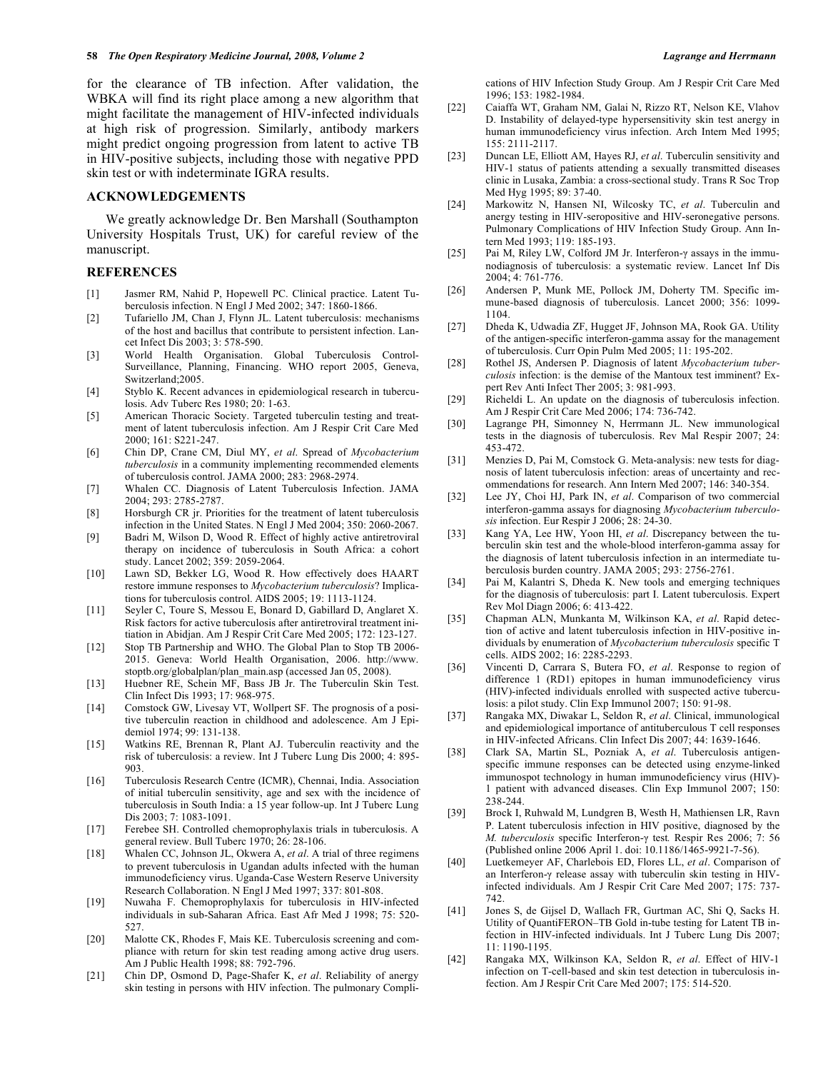for the clearance of TB infection. After validation, the WBKA will find its right place among a new algorithm that might facilitate the management of HIV-infected individuals at high risk of progression. Similarly, antibody markers might predict ongoing progression from latent to active TB in HIV-positive subjects, including those with negative PPD skin test or with indeterminate IGRA results.

## ACKNOWLEDGEMENTS

We greatly acknowledge Dr. Ben Marshall (Southampton University Hospitals Trust, UK) for careful review of the manuscript.

## REFERENCES

[1] Jasmer RM, Nahid P, Hopewell PC. Clinical practice. Latent Tuberculosis infection. N Engl J Med 2002; 347: 1860-1866.

[2] Tufariello JM, Chan J, Flynn JL. Latent tuberculosis: mechanisms of the host and bacillus that contribute to persistent infection. Lancet Infect Dis 2003; 3: 578-590.

[3] World Health Organisation. Global Tuberculosis Control-Surveillance, Planning, Financing. WHO report 2005, Geneva, Switzerland;2005.

[4] Styblo K. Recent advances in epidemiological research in tuberculosis. Adv Tuberc Res 1980; 20: 1-63.

[5] American Thoracic Society. Targeted tuberculin testing and treatment of latent tuberculosis infection. Am J Respir Crit Care Med 2000; 161: S221-247.

[6] Chin DP, Crane CM, Diul MY, *et al*. Spread of *Mycobacterium tuberculosis* in a community implementing recommended elements of tuberculosis control. JAMA 2000; 283: 2968-2974.

[7] Whalen CC. Diagnosis of Latent Tuberculosis Infection. JAMA 2004; 293: 2785-2787.

[8] Horsburgh CR jr. Priorities for the treatment of latent tuberculosis infection in the United States. N Engl J Med 2004; 350: 2060-2067.

[9] Badri M, Wilson D, Wood R. Effect of highly active antiretroviral therapy on incidence of tuberculosis in South Africa: a cohort study. Lancet 2002; 359: 2059-2064.

[10] Lawn SD, Bekker LG, Wood R. How effectively does HAART restore immune responses to *Mycobacterium tuberculosis*? Implications for tuberculosis control. AIDS 2005; 19: 1113-1124.

[11] Seyler C, Toure S, Messou E, Bonard D, Gabillard D, Anglaret X. Risk factors for active tuberculosis after antiretroviral treatment initiation in Abidjan. Am J Respir Crit Care Med 2005; 172: 123-127.

[12] Stop TB Partnership and WHO. The Global Plan to Stop TB 2006-2015. Geneva: World Health Organisation, 2006. http://www.stoptb.org/globalplan/plan_main.asp (accessed Jan 05, 2008).

[13] Huebner RE, Schein MF, Bass JB Jr. The Tuberculin Skin Test. Clin Infect Dis 1993; 17: 968-975.

[14] Comstock GW, Livesay VT, Wollpert SF. The prognosis of a positive tuberculin reaction in childhood and adolescence. Am J Epidemiol 1974; 99: 131-138.

[15] Watkins RE, Brennan R, Plant AJ. Tuberculin reactivity and the risk of tuberculosis: a review. Int J Tuberc Lung Dis 2000; 4: 895-903.

[16] Tuberculosis Research Centre (ICMR), Chennai, India. Association of initial tuberculin sensitivity, age and sex with the incidence of tuberculosis in South India: a 15 year follow-up. Int J Tuberc Lung Dis 2003; 7: 1083-1091.

[17] Ferebee SH. Controlled chemoprophylaxis trials in tuberculosis. A general review. Bull Tuberc 1970; 26: 28-106.

[18] Whalen CC, Johnson JL, Okwera A, *et al*. A trial of three regimens to prevent tuberculosis in Ugandan adults infected with the human immunodeficiency virus. Uganda-Case Western Reserve University Research Collaboration. N Engl J Med 1997; 337: 801-808.

[19] Nuwaha F. Chemoprophylaxis for tuberculosis in HIV-infected individuals in sub-Saharan Africa. East Afr Med J 1998; 75: 520-527.

[20] Malotte CK, Rhodes F, Mais KE. Tuberculosis screening and compliance with return for skin test reading among active drug users. Am J Public Health 1998; 88: 792-796.

[21] Chin DP, Osmond D, Page-Shafer K, *et al*. Reliability of anergy skin testing in persons with HIV infection. The pulmonary Complications of HIV Infection Study Group. Am J Respir Crit Care Med 1996; 153: 1982-1984.

[22] Caiaffa WT, Graham NM, Galai N, Rizzo RT, Nelson KE, Vlahov D. Instability of delayed-type hypersensitivity skin test anergy in human immunodeficiency virus infection. Arch Intern Med 1995; 155: 2111-2117.

[23] Duncan LE, Elliott AM, Hayes RJ, *et al*. Tuberculin sensitivity and HIV-1 status of patients attending a sexually transmitted diseases clinic in Lusaka, Zambia: a cross-sectional study. Trans R Soc Trop Med Hyg 1995; 89: 37-40.

[24] Markowitz N, Hansen NI, Wilcosky TC, *et al*. Tuberculin and anergy testing in HIV-seropositive and HIV-seronegative persons. Pulmonary Complications of HIV Infection Study Group. Ann Intern Med 1993; 119: 185-193.

[25] Pai M, Riley LW, Colford JM Jr. Interferon-γ assays in the immunodiagnosis of tuberculosis: a systematic review. Lancet Inf Dis 2004; 4: 761-776.

[26] Andersen P, Munk ME, Pollock JM, Doherty TM. Specific immune-based diagnosis of tuberculosis. Lancet 2000; 356: 1099-1104.

[27] Dheda K, Udwadia ZF, Hugget JF, Johnson MA, Rook GA. Utility of the antigen-specific interferon-gamma assay for the management of tuberculosis. Curr Opin Pulm Med 2005; 11: 195-202.

[28] Rothel JS, Andersen P. Diagnosis of latent *Mycobacterium tuberculosis* infection: is the demise of the Mantoux test imminent? Expert Rev Anti Infect Ther 2005; 3: 981-993.

[29] Richeldi L. An update on the diagnosis of tuberculosis infection. Am J Respir Crit Care Med 2006; 174: 736-742.

[30] Lagrange PH, Simonney N, Herrmann JL. New immunological tests in the diagnosis of tuberculosis. Rev Mal Respir 2007; 24: 453-472.

[31] Menzies D, Pai M, Comstock G. Meta-analysis: new tests for diagnosis of latent tuberculosis infection: areas of uncertainty and recommendations for research. Ann Intern Med 2007; 146: 340-354.

[32] Lee JY, Choi HJ, Park IN, *et al*. Comparison of two commercial interferon-gamma assays for diagnosing *Mycobacterium tuberculosis* infection. Eur Respir J 2006; 28: 24-30.

[33] Kang YA, Lee HW, Yoon HI, *et al*. Discrepancy between the tuberculin skin test and the whole-blood interferon-gamma assay for the diagnosis of latent tuberculosis infection in an intermediate tuberculosis burden country. JAMA 2005; 293: 2756-2761.

[34] Pai M, Kalantri S, Dheda K. New tools and emerging techniques for the diagnosis of tuberculosis: part I. Latent tuberculosis. Expert Rev Mol Diagn 2006; 6: 413-422.

[35] Chapman ALN, Munkanta M, Wilkinson KA, *et al*. Rapid detection of active and latent tuberculosis infection in HIV-positive individuals by enumeration of *Mycobacterium tuberculosis* specific T cells. AIDS 2002; 16: 2285-2293.

[36] Vincenti D, Carrara S, Butera FO, *et al*. Response to region of difference 1 (RD1) epitopes in human immunodeficiency virus (HIV)-infected individuals enrolled with suspected active tuberculosis: a pilot study. Clin Exp Immunol 2007; 150: 91-98.

[37] Rangaka MX, Diwakar L, Seldon R, *et al*. Clinical, immunological and epidemiological importance of antituberculous T cell responses in HIV-infected Africans. Clin Infect Dis 2007; 44: 1639-1646.

[38] Clark SA, Martin SL, Pozniak A, *et al*. Tuberculosis antigen-specific immune responses can be detected using enzyme-linked immunospot technology in human immunodeficiency virus (HIV)-1 patient with advanced diseases. Clin Exp Immunol 2007; 150: 238-244.

[39] Brock I, Ruhwald M, Lundgren B, Westh H, Mathiensen LR, Ravn P. Latent tuberculosis infection in HIV positive, diagnosed by the *M. tuberculosis* specific Interferon-γ test. Respir Res 2006; 7: 56 (Published online 2006 April 1. doi: 10.1186/1465-9921-7-56).

[40] Luetkemeyer AF, Charlebois ED, Flores LL, *et al*. Comparison of an Interferon-γ release assay with tuberculin skin testing in HIV-infected individuals. Am J Respir Crit Care Med 2007; 175: 737-742.

[41] Jones S, de Gijsel D, Wallach FR, Gurtman AC, Shi Q, Sacks H. Utility of QuantiFERON–TB Gold in-tube testing for Latent TB infection in HIV-infected individuals. Int J Tuberc Lung Dis 2007; 11: 1190-1195.

[42] Rangaka MX, Wilkinson KA, Seldon R, *et al*. Effect of HIV-1 infection on T-cell-based and skin test detection in tuberculosis infection. Am J Respir Crit Care Med 2007; 175: 514-520.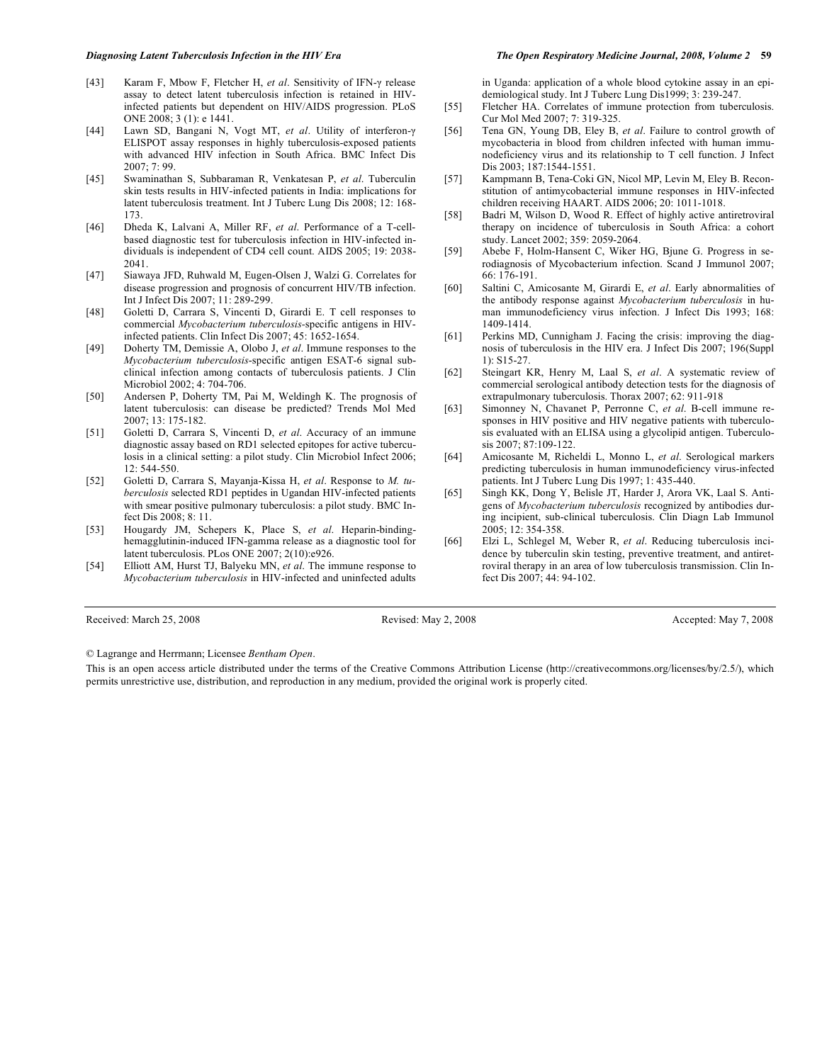[43] Karam F, Mbow F, Fletcher H, *et al*. Sensitivity of IFN-γ release assay to detect latent tuberculosis infection is retained in HIV-infected patients but dependent on HIV/AIDS progression. PLoS ONE 2008; 3 (1): e 1441.

[44] Lawn SD, Bangani N, Vogt MT, *et al*. Utility of interferon-γ ELISPOT assay responses in highly tuberculosis-exposed patients with advanced HIV infection in South Africa. BMC Infect Dis 2007; 7: 99.

[45] Swaminathan S, Subbaraman R, Venkatesan P, *et al*. Tuberculin skin tests results in HIV-infected patients in India: implications for latent tuberculosis treatment. Int J Tuberc Lung Dis 2008; 12: 168-173.

[46] Dheda K, Lalvani A, Miller RF, *et al*. Performance of a T-cell-based diagnostic test for tuberculosis infection in HIV-infected individuals is independent of CD4 cell count. AIDS 2005; 19: 2038-2041.

[47] Siawaya JFD, Ruhwald M, Eugen-Olsen J, Walzi G. Correlates for disease progression and prognosis of concurrent HIV/TB infection. Int J Infect Dis 2007; 11: 289-299.

[48] Goletti D, Carrara S, Vincenti D, Girardi E. T cell responses to commercial *Mycobacterium tuberculosis*-specific antigens in HIV-infected patients. Clin Infect Dis 2007; 45: 1652-1654.

[49] Doherty TM, Demissie A, Olobo J, *et al*. Immune responses to the *Mycobacterium tuberculosis*-specific antigen ESAT-6 signal subclinical infection among contacts of tuberculosis patients. J Clin Microbiol 2002; 4: 704-706.

[50] Andersen P, Doherty TM, Pai M, Weldingh K. The prognosis of latent tuberculosis: can disease be predicted? Trends Mol Med 2007; 13: 175-182.

[51] Goletti D, Carrara S, Vincenti D, *et al*. Accuracy of an immune diagnostic assay based on RD1 selected epitopes for active tuberculosis in a clinical setting: a pilot study. Clin Microbiol Infect 2006; 12: 544-550.

[52] Goletti D, Carrara S, Mayanja-Kissa H, *et al*. Response to *M. tuberculosis* selected RD1 peptides in Ugandan HIV-infected patients with smear positive pulmonary tuberculosis: a pilot study. BMC Infect Dis 2008; 8: 11.

[53] Hougardy JM, Schepers K, Place S, *et al*. Heparin-binding-hemagglutinin-induced IFN-gamma release as a diagnostic tool for latent tuberculosis. PLos ONE 2007; 2(10):e926.

[54] Elliott AM, Hurst TJ, Balyeku MN, *et al*. The immune response to *Mycobacterium tuberculosis* in HIV-infected and uninfected adults in Uganda: application of a whole blood cytokine assay in an epidemiological study. Int J Tuberc Lung Dis1999; 3: 239-247.

[55] Fletcher HA. Correlates of immune protection from tuberculosis. Cur Mol Med 2007; 7: 319-325.

[56] Tena GN, Young DB, Eley B, *et al*. Failure to control growth of mycobacteria in blood from children infected with human immunodeficiency virus and its relationship to T cell function. J Infect Dis 2003; 187:1544-1551.

[57] Kampmann B, Tena-Coki GN, Nicol MP, Levin M, Eley B. Reconstitution of antimycobacterial immune responses in HIV-infected children receiving HAART. AIDS 2006; 20: 1011-1018.

[58] Badri M, Wilson D, Wood R. Effect of highly active antiretroviral therapy on incidence of tuberculosis in South Africa: a cohort study. Lancet 2002; 359: 2059-2064.

[59] Abebe F, Holm-Hansent C, Wiker HG, Bjune G. Progress in serodiagnosis of Mycobacterium infection. Scand J Immunol 2007; 66: 176-191.

[60] Saltini C, Amicosante M, Girardi E, *et al*. Early abnormalities of the antibody response against *Mycobacterium tuberculosis* in human immunodeficiency virus infection. J Infect Dis 1993; 168: 1409-1414.

[61] Perkins MD, Cunnigham J. Facing the crisis: improving the diagnosis of tuberculosis in the HIV era. J Infect Dis 2007; 196(Suppl 1): S15-27.

[62] Steingart KR, Henry M, Laal S, *et al*. A systematic review of commercial serological antibody detection tests for the diagnosis of extrapulmonary tuberculosis. Thorax 2007; 62: 911-918

[63] Simonney N, Chavanet P, Perronne C, *et al*. B-cell immune responses in HIV positive and HIV negative patients with tuberculosis evaluated with an ELISA using a glycolipid antigen. Tuberculosis 2007; 87:109-122.

[64] Amicosante M, Richeldi L, Monno L, *et al*. Serological markers predicting tuberculosis in human immunodeficiency virus-infected patients. Int J Tuberc Lung Dis 1997; 1: 435-440.

[65] Singh KK, Dong Y, Belisle JT, Harder J, Arora VK, Laal S. Antigens of *Mycobacterium tuberculosis* recognized by antibodies during incipient, sub-clinical tuberculosis. Clin Diagn Lab Immunol 2005; 12: 354-358.

[66] Elzi L, Schlegel M, Weber R, *et al*. Reducing tuberculosis incidence by tuberculin skin testing, preventive treatment, and antiretroviral therapy in an area of low tuberculosis transmission. Clin Infect Dis 2007; 44: 94-102.

Received: March 25, 2008 Revised: May 2, 2008 Accepted: May 7, 2008

© Lagrange and Herrmann; Licensee *Bentham Open*.

This is an open access article distributed under the terms of the Creative Commons Attribution License (http://creativecommons.org/licenses/by/2.5/), which permits unrestrictive use, distribution, and reproduction in any medium, provided the original work is properly cited.